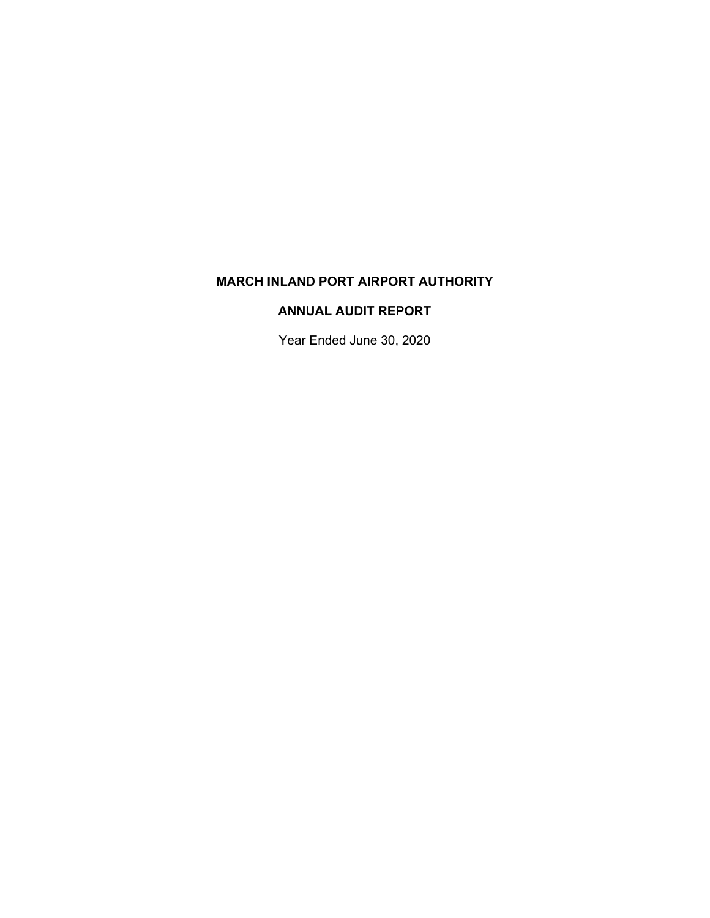# MARCH INLAND PORT AIRPORT AUTHORITY

## ANNUAL AUDIT REPORT

Year Ended June 30, 2020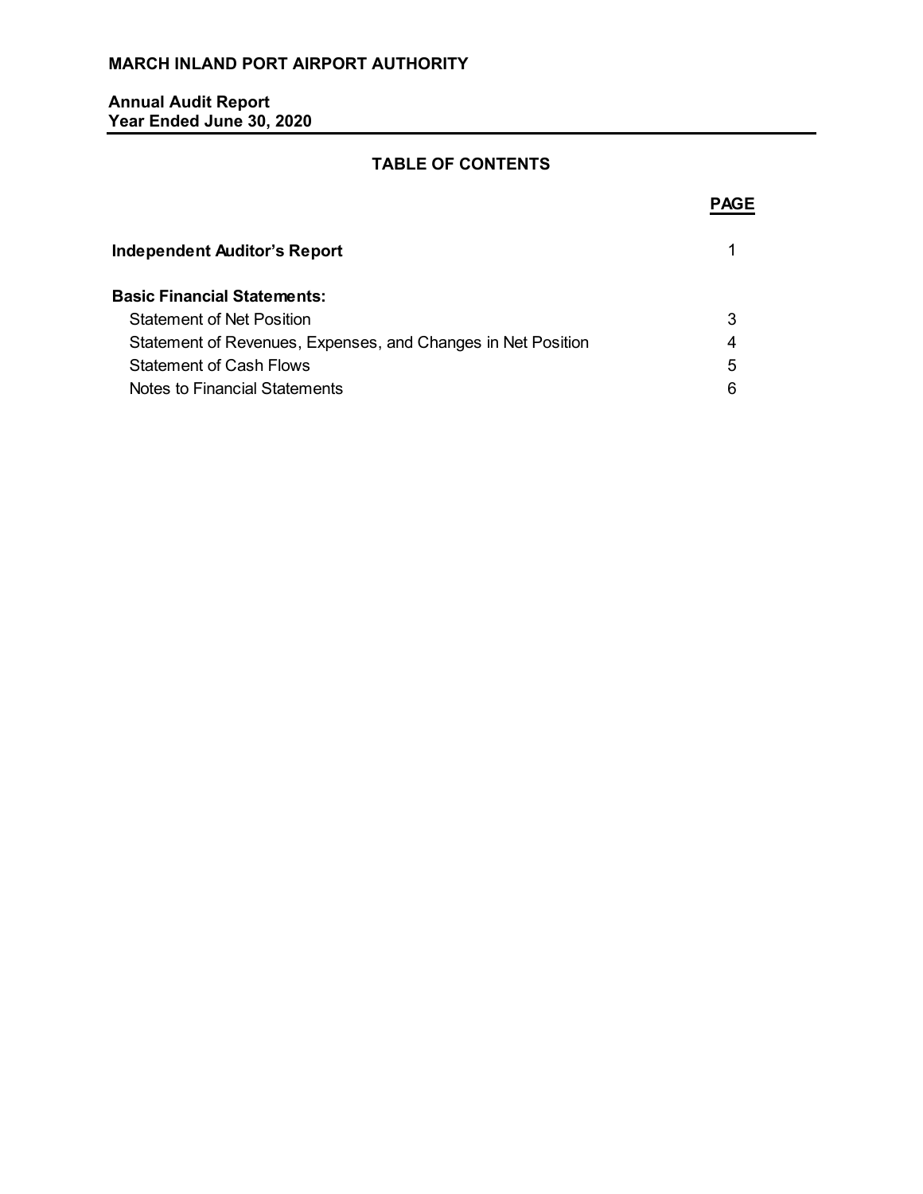**MARCH INLAND PORT AIRPORT AUTHORITY**

**Annual Audit Report**
**Year Ended June 30, 2020**

## TABLE OF CONTENTS

| | PAGE |
|---|---|
| **Independent Auditor's Report** | 1 |
| **Basic Financial Statements:** | |
| Statement of Net Position | 3 |
| Statement of Revenues, Expenses, and Changes in Net Position | 4 |
| Statement of Cash Flows | 5 |
| Notes to Financial Statements | 6 |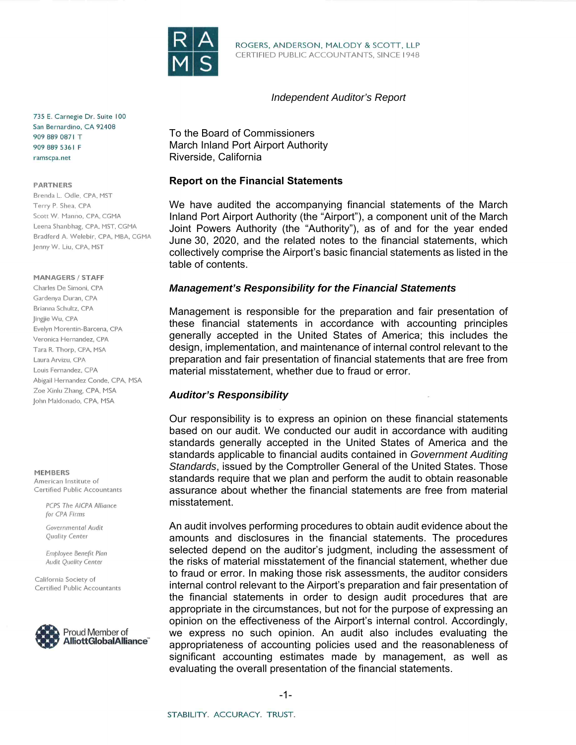ROGERS, ANDERSON, MALODY & SCOTT, LLP
CERTIFIED PUBLIC ACCOUNTANTS, SINCE 1948

735 E. Carnegie Dr. Suite 100
San Bernardino, CA 92408
909 889 0871 T
909 889 5361 F
ramscpa.net

PARTNERS
Brenda L. Odle, CPA, MST
Terry P. Shea, CPA
Scott W. Manno, CPA, CGMA
Leena Shanbhag, CPA, MST, CGMA
Bradferd A. Welebir, CPA, MBA, CGMA
Jenny W. Liu, CPA, MST

MANAGERS / STAFF
Charles De Simoni, CPA
Gardenya Duran, CPA
Brianna Schultz, CPA
Jingjie Wu, CPA
Evelyn Morentin-Barcena, CPA
Veronica Hernandez, CPA
Tara R. Thorp, CPA, MSA
Laura Arvizu, CPA
Louis Fernandez, CPA
Abigail Hernandez Conde, CPA, MSA
Zoe Xinlu Zhang, CPA, MSA
John Maldonado, CPA, MSA

MEMBERS
American Institute of Certified Public Accountants

PCPS The AICPA Alliance for CPA Firms

Governmental Audit Quality Center

Employee Benefit Plan Audit Quality Center

California Society of Certified Public Accountants

Proud Member of AlliottGlobalAlliance

*Independent Auditor's Report*

To the Board of Commissioners
March Inland Port Airport Authority
Riverside, California

## Report on the Financial Statements

We have audited the accompanying financial statements of the March Inland Port Airport Authority (the "Airport"), a component unit of the March Joint Powers Authority (the "Authority"), as of and for the year ended June 30, 2020, and the related notes to the financial statements, which collectively comprise the Airport's basic financial statements as listed in the table of contents.

### *Management's Responsibility for the Financial Statements*

Management is responsible for the preparation and fair presentation of these financial statements in accordance with accounting principles generally accepted in the United States of America; this includes the design, implementation, and maintenance of internal control relevant to the preparation and fair presentation of financial statements that are free from material misstatement, whether due to fraud or error.

### *Auditor's Responsibility*

Our responsibility is to express an opinion on these financial statements based on our audit. We conducted our audit in accordance with auditing standards generally accepted in the United States of America and the standards applicable to financial audits contained in *Government Auditing Standards*, issued by the Comptroller General of the United States. Those standards require that we plan and perform the audit to obtain reasonable assurance about whether the financial statements are free from material misstatement.

An audit involves performing procedures to obtain audit evidence about the amounts and disclosures in the financial statements. The procedures selected depend on the auditor's judgment, including the assessment of the risks of material misstatement of the financial statement, whether due to fraud or error. In making those risk assessments, the auditor considers internal control relevant to the Airport's preparation and fair presentation of the financial statements in order to design audit procedures that are appropriate in the circumstances, but not for the purpose of expressing an opinion on the effectiveness of the Airport's internal control. Accordingly, we express no such opinion. An audit also includes evaluating the appropriateness of accounting policies used and the reasonableness of significant accounting estimates made by management, as well as evaluating the overall presentation of the financial statements.

STABILITY. ACCURACY. TRUST.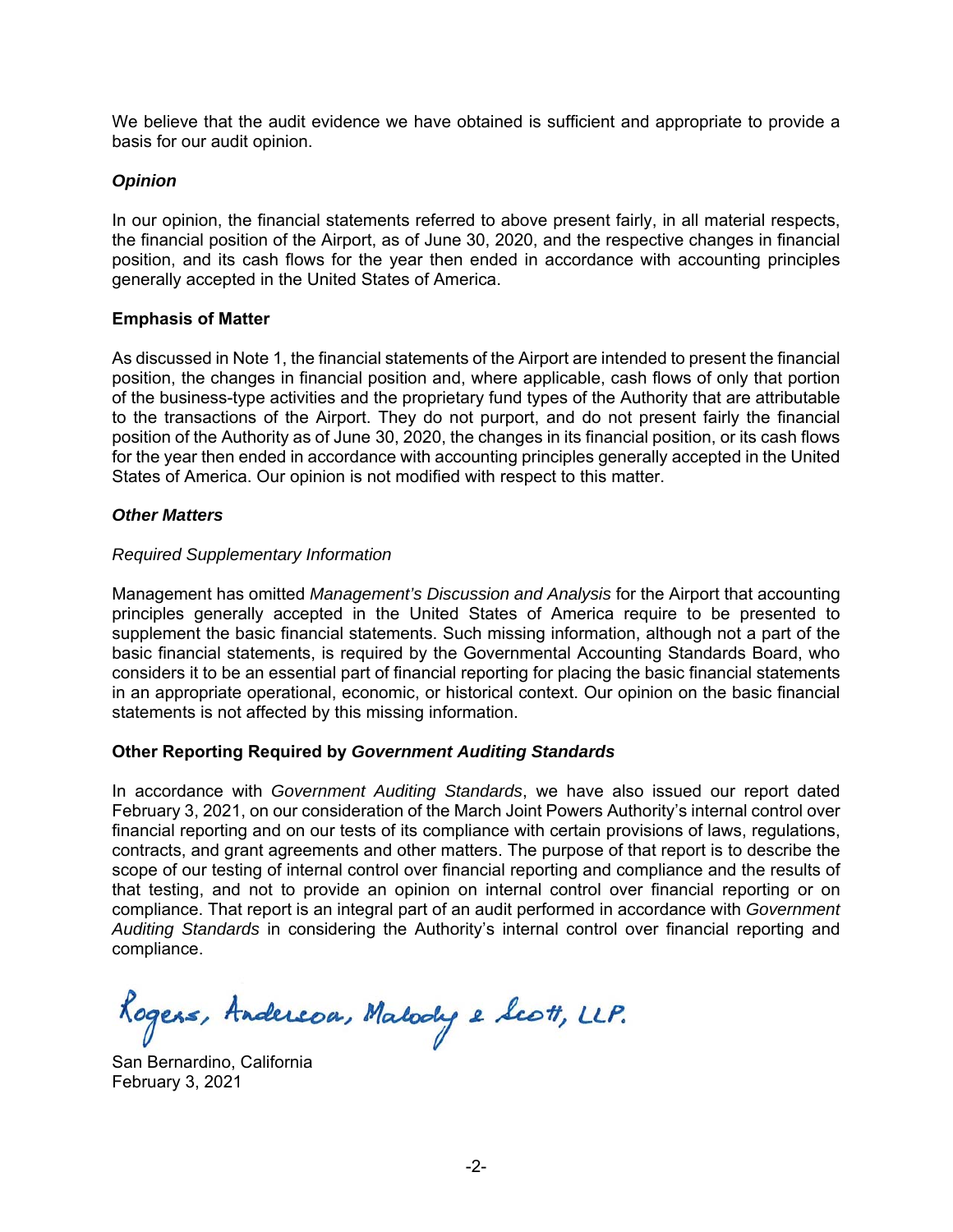We believe that the audit evidence we have obtained is sufficient and appropriate to provide a basis for our audit opinion.

### *Opinion*

In our opinion, the financial statements referred to above present fairly, in all material respects, the financial position of the Airport, as of June 30, 2020, and the respective changes in financial position, and its cash flows for the year then ended in accordance with accounting principles generally accepted in the United States of America.

### Emphasis of Matter

As discussed in Note 1, the financial statements of the Airport are intended to present the financial position, the changes in financial position and, where applicable, cash flows of only that portion of the business-type activities and the proprietary fund types of the Authority that are attributable to the transactions of the Airport. They do not purport, and do not present fairly the financial position of the Authority as of June 30, 2020, the changes in its financial position, or its cash flows for the year then ended in accordance with accounting principles generally accepted in the United States of America. Our opinion is not modified with respect to this matter.

### *Other Matters*

*Required Supplementary Information*

Management has omitted *Management's Discussion and Analysis* for the Airport that accounting principles generally accepted in the United States of America require to be presented to supplement the basic financial statements. Such missing information, although not a part of the basic financial statements, is required by the Governmental Accounting Standards Board, who considers it to be an essential part of financial reporting for placing the basic financial statements in an appropriate operational, economic, or historical context. Our opinion on the basic financial statements is not affected by this missing information.

### Other Reporting Required by *Government Auditing Standards*

In accordance with *Government Auditing Standards*, we have also issued our report dated February 3, 2021, on our consideration of the March Joint Powers Authority's internal control over financial reporting and on our tests of its compliance with certain provisions of laws, regulations, contracts, and grant agreements and other matters. The purpose of that report is to describe the scope of our testing of internal control over financial reporting and compliance and the results of that testing, and not to provide an opinion on internal control over financial reporting or on compliance. That report is an integral part of an audit performed in accordance with *Government Auditing Standards* in considering the Authority's internal control over financial reporting and compliance.

Rogers, Anderson, Malody & Scott, LLP.

San Bernardino, California
February 3, 2021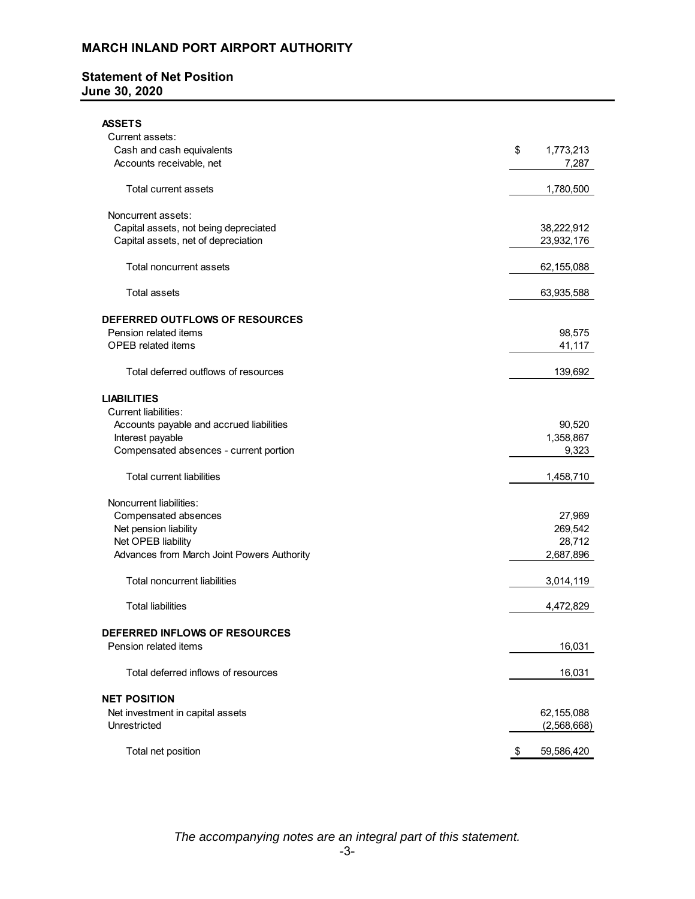# MARCH INLAND PORT AIRPORT AUTHORITY

## Statement of Net Position
## June 30, 2020

| | |
|---|---|
| **ASSETS** | |
| Current assets: | |
| Cash and cash equivalents | $ 1,773,213 |
| Accounts receivable, net | 7,287 |
| Total current assets | 1,780,500 |
| Noncurrent assets: | |
| Capital assets, not being depreciated | 38,222,912 |
| Capital assets, net of depreciation | 23,932,176 |
| Total noncurrent assets | 62,155,088 |
| Total assets | 63,935,588 |
| **DEFERRED OUTFLOWS OF RESOURCES** | |
| Pension related items | 98,575 |
| OPEB related items | 41,117 |
| Total deferred outflows of resources | 139,692 |
| **LIABILITIES** | |
| Current liabilities: | |
| Accounts payable and accrued liabilities | 90,520 |
| Interest payable | 1,358,867 |
| Compensated absences - current portion | 9,323 |
| Total current liabilities | 1,458,710 |
| Noncurrent liabilities: | |
| Compensated absences | 27,969 |
| Net pension liability | 269,542 |
| Net OPEB liability | 28,712 |
| Advances from March Joint Powers Authority | 2,687,896 |
| Total noncurrent liabilities | 3,014,119 |
| Total liabilities | 4,472,829 |
| **DEFERRED INFLOWS OF RESOURCES** | |
| Pension related items | 16,031 |
| Total deferred inflows of resources | 16,031 |
| **NET POSITION** | |
| Net investment in capital assets | 62,155,088 |
| Unrestricted | (2,568,668) |
| Total net position | $ 59,586,420 |

*The accompanying notes are an integral part of this statement.*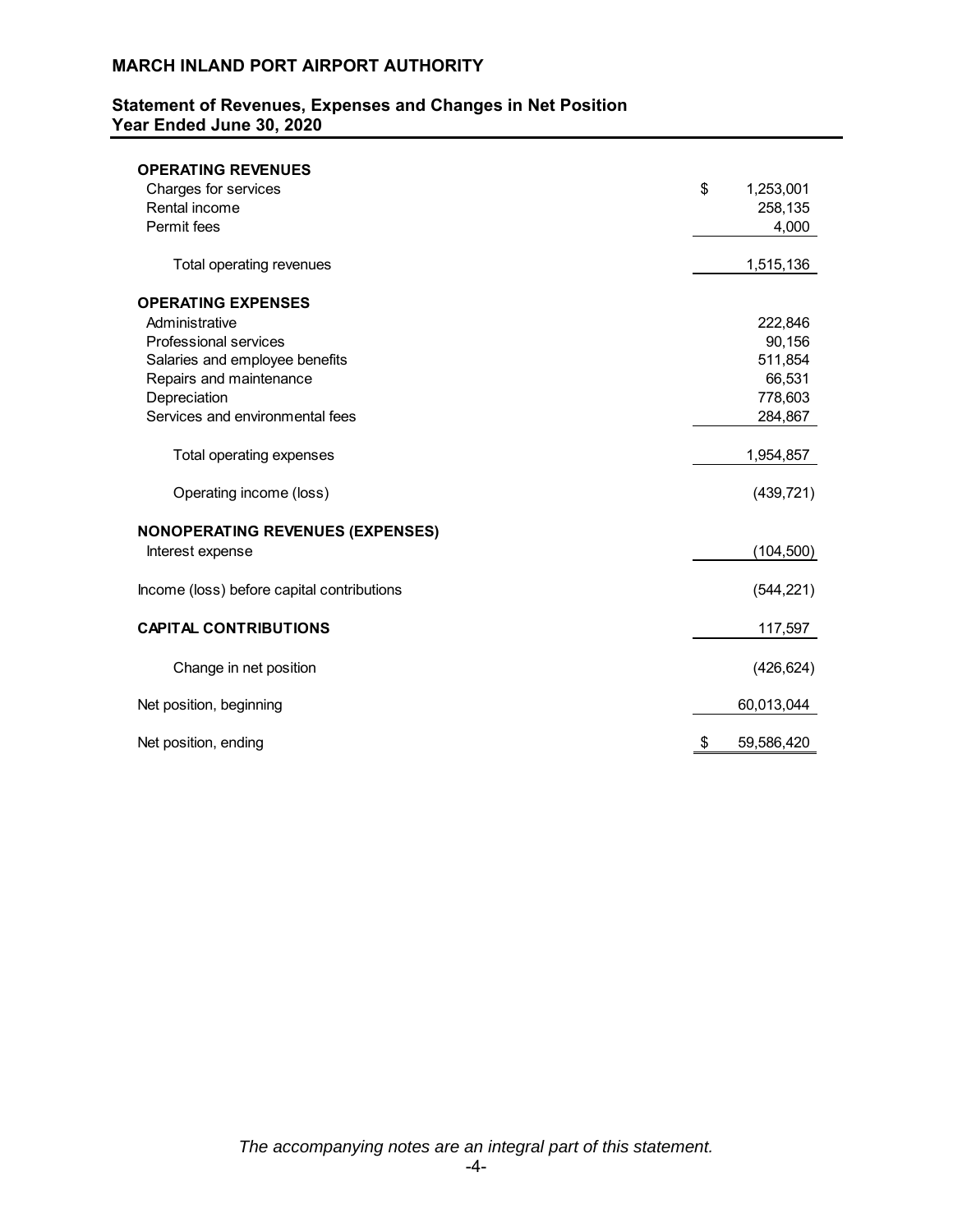## MARCH INLAND PORT AIRPORT AUTHORITY

### Statement of Revenues, Expenses and Changes in Net Position
### Year Ended June 30, 2020

| | |
|---|---|
| **OPERATING REVENUES** | |
| Charges for services | $ 1,253,001 |
| Rental income | 258,135 |
| Permit fees | 4,000 |
| Total operating revenues | 1,515,136 |
| **OPERATING EXPENSES** | |
| Administrative | 222,846 |
| Professional services | 90,156 |
| Salaries and employee benefits | 511,854 |
| Repairs and maintenance | 66,531 |
| Depreciation | 778,603 |
| Services and environmental fees | 284,867 |
| Total operating expenses | 1,954,857 |
| Operating income (loss) | (439,721) |
| **NONOPERATING REVENUES (EXPENSES)** | |
| Interest expense | (104,500) |
| Income (loss) before capital contributions | (544,221) |
| **CAPITAL CONTRIBUTIONS** | 117,597 |
| Change in net position | (426,624) |
| Net position, beginning | 60,013,044 |
| Net position, ending | $ 59,586,420 |

*The accompanying notes are an integral part of this statement.*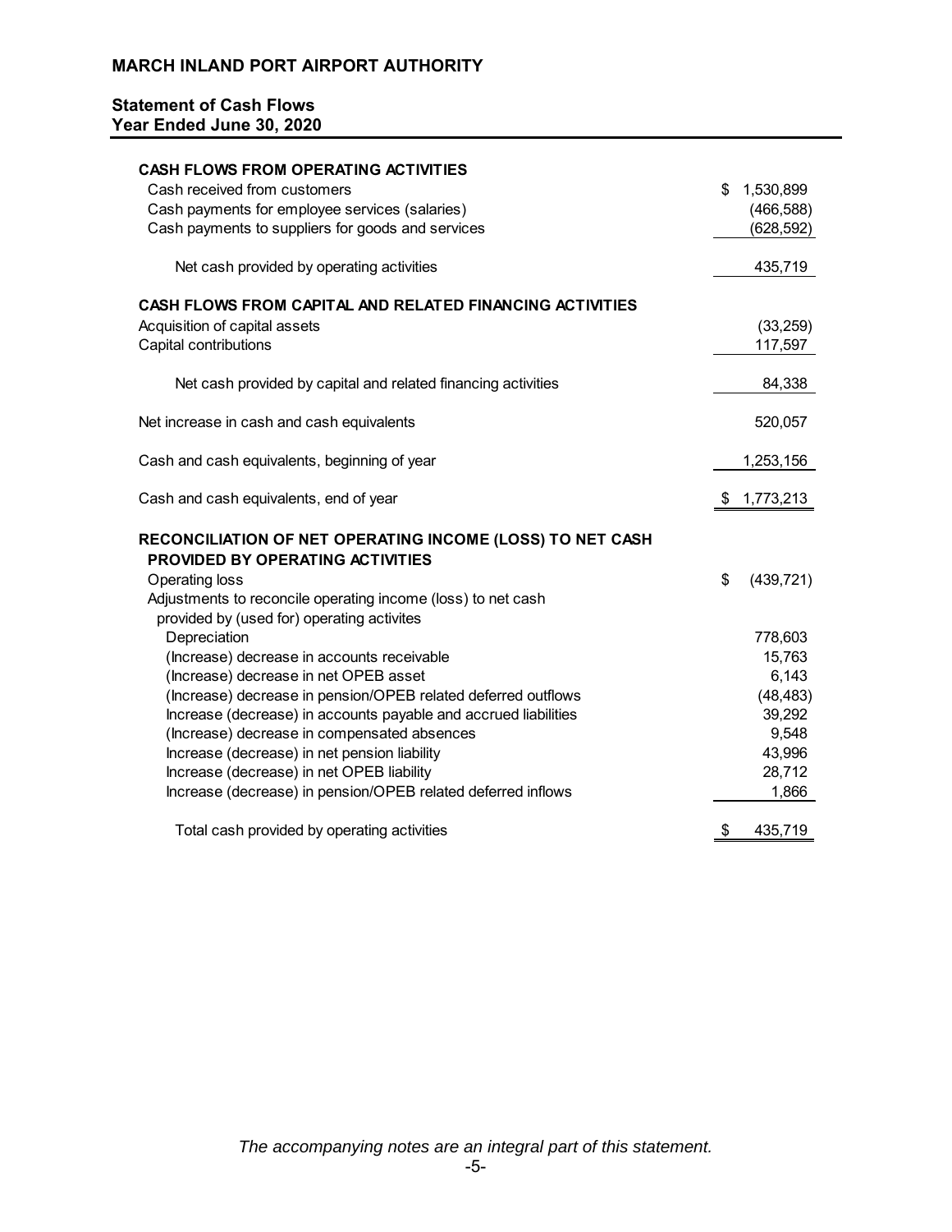## MARCH INLAND PORT AIRPORT AUTHORITY

### Statement of Cash Flows
### Year Ended June 30, 2020

| | |
|---|---|
| **CASH FLOWS FROM OPERATING ACTIVITIES** | |
| Cash received from customers | $ 1,530,899 |
| Cash payments for employee services (salaries) | (466,588) |
| Cash payments to suppliers for goods and services | (628,592) |
| Net cash provided by operating activities | 435,719 |
| **CASH FLOWS FROM CAPITAL AND RELATED FINANCING ACTIVITIES** | |
| Acquisition of capital assets | (33,259) |
| Capital contributions | 117,597 |
| Net cash provided by capital and related financing activities | 84,338 |
| Net increase in cash and cash equivalents | 520,057 |
| Cash and cash equivalents, beginning of year | 1,253,156 |
| Cash and cash equivalents, end of year | $ 1,773,213 |
| **RECONCILIATION OF NET OPERATING INCOME (LOSS) TO NET CASH PROVIDED BY OPERATING ACTIVITIES** | |
| Operating loss | $ (439,721) |
| Adjustments to reconcile operating income (loss) to net cash provided by (used for) operating activites | |
| Depreciation | 778,603 |
| (Increase) decrease in accounts receivable | 15,763 |
| (Increase) decrease in net OPEB asset | 6,143 |
| (Increase) decrease in pension/OPEB related deferred outflows | (48,483) |
| Increase (decrease) in accounts payable and accrued liabilities | 39,292 |
| (Increase) decrease in compensated absences | 9,548 |
| Increase (decrease) in net pension liability | 43,996 |
| Increase (decrease) in net OPEB liability | 28,712 |
| Increase (decrease) in pension/OPEB related deferred inflows | 1,866 |
| Total cash provided by operating activities | $ 435,719 |

*The accompanying notes are an integral part of this statement.*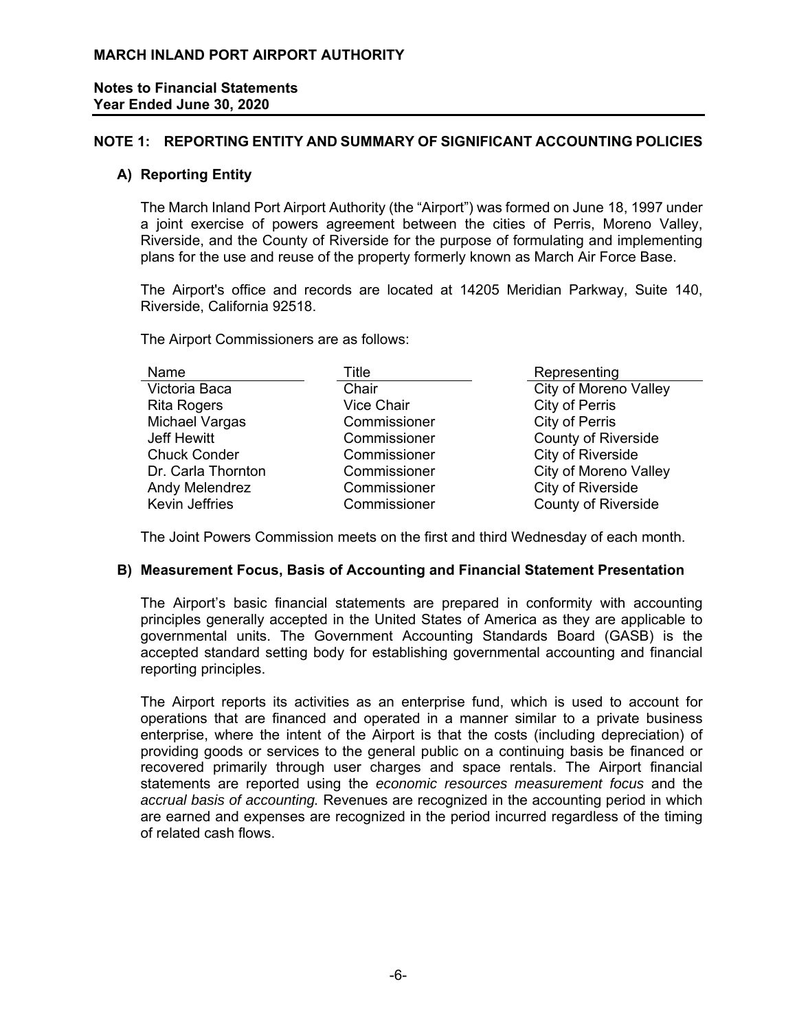# MARCH INLAND PORT AIRPORT AUTHORITY

**Notes to Financial Statements**
**Year Ended June 30, 2020**

## NOTE 1: REPORTING ENTITY AND SUMMARY OF SIGNIFICANT ACCOUNTING POLICIES

### A) Reporting Entity

The March Inland Port Airport Authority (the "Airport") was formed on June 18, 1997 under a joint exercise of powers agreement between the cities of Perris, Moreno Valley, Riverside, and the County of Riverside for the purpose of formulating and implementing plans for the use and reuse of the property formerly known as March Air Force Base.

The Airport's office and records are located at 14205 Meridian Parkway, Suite 140, Riverside, California 92518.

The Airport Commissioners are as follows:

| Name | Title | Representing |
|---|---|---|
| Victoria Baca | Chair | City of Moreno Valley |
| Rita Rogers | Vice Chair | City of Perris |
| Michael Vargas | Commissioner | City of Perris |
| Jeff Hewitt | Commissioner | County of Riverside |
| Chuck Conder | Commissioner | City of Riverside |
| Dr. Carla Thornton | Commissioner | City of Moreno Valley |
| Andy Melendrez | Commissioner | City of Riverside |
| Kevin Jeffries | Commissioner | County of Riverside |

The Joint Powers Commission meets on the first and third Wednesday of each month.

### B) Measurement Focus, Basis of Accounting and Financial Statement Presentation

The Airport's basic financial statements are prepared in conformity with accounting principles generally accepted in the United States of America as they are applicable to governmental units. The Government Accounting Standards Board (GASB) is the accepted standard setting body for establishing governmental accounting and financial reporting principles.

The Airport reports its activities as an enterprise fund, which is used to account for operations that are financed and operated in a manner similar to a private business enterprise, where the intent of the Airport is that the costs (including depreciation) of providing goods or services to the general public on a continuing basis be financed or recovered primarily through user charges and space rentals. The Airport financial statements are reported using the *economic resources measurement focus* and the *accrual basis of accounting.* Revenues are recognized in the accounting period in which are earned and expenses are recognized in the period incurred regardless of the timing of related cash flows.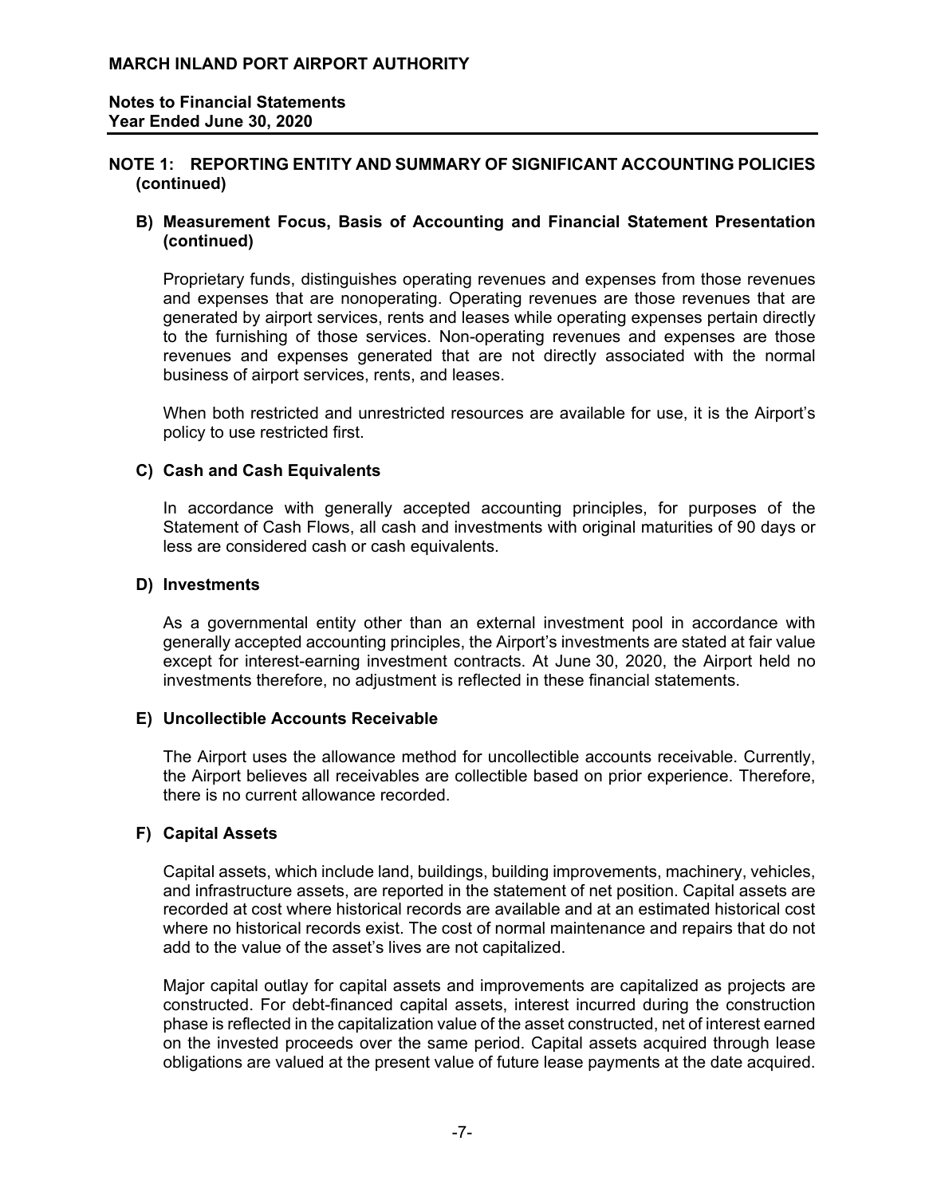## NOTE 1: REPORTING ENTITY AND SUMMARY OF SIGNIFICANT ACCOUNTING POLICIES (continued)

### B) Measurement Focus, Basis of Accounting and Financial Statement Presentation (continued)

Proprietary funds, distinguishes operating revenues and expenses from those revenues and expenses that are nonoperating. Operating revenues are those revenues that are generated by airport services, rents and leases while operating expenses pertain directly to the furnishing of those services. Non-operating revenues and expenses are those revenues and expenses generated that are not directly associated with the normal business of airport services, rents, and leases.

When both restricted and unrestricted resources are available for use, it is the Airport's policy to use restricted first.

### C) Cash and Cash Equivalents

In accordance with generally accepted accounting principles, for purposes of the Statement of Cash Flows, all cash and investments with original maturities of 90 days or less are considered cash or cash equivalents.

### D) Investments

As a governmental entity other than an external investment pool in accordance with generally accepted accounting principles, the Airport's investments are stated at fair value except for interest-earning investment contracts. At June 30, 2020, the Airport held no investments therefore, no adjustment is reflected in these financial statements.

### E) Uncollectible Accounts Receivable

The Airport uses the allowance method for uncollectible accounts receivable. Currently, the Airport believes all receivables are collectible based on prior experience. Therefore, there is no current allowance recorded.

### F) Capital Assets

Capital assets, which include land, buildings, building improvements, machinery, vehicles, and infrastructure assets, are reported in the statement of net position. Capital assets are recorded at cost where historical records are available and at an estimated historical cost where no historical records exist. The cost of normal maintenance and repairs that do not add to the value of the asset's lives are not capitalized.

Major capital outlay for capital assets and improvements are capitalized as projects are constructed. For debt-financed capital assets, interest incurred during the construction phase is reflected in the capitalization value of the asset constructed, net of interest earned on the invested proceeds over the same period. Capital assets acquired through lease obligations are valued at the present value of future lease payments at the date acquired.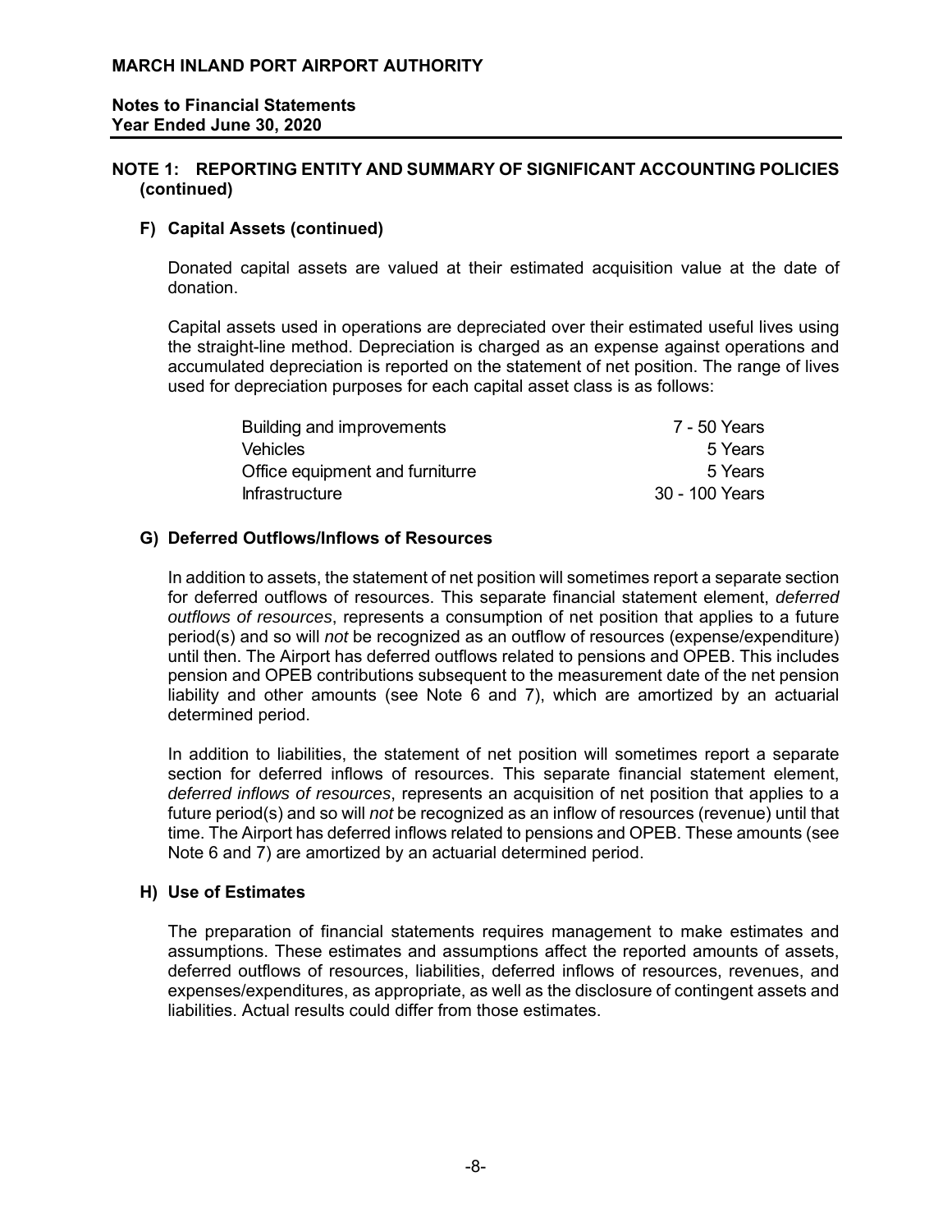## NOTE 1: REPORTING ENTITY AND SUMMARY OF SIGNIFICANT ACCOUNTING POLICIES (continued)

### F) Capital Assets (continued)

Donated capital assets are valued at their estimated acquisition value at the date of donation.

Capital assets used in operations are depreciated over their estimated useful lives using the straight-line method. Depreciation is charged as an expense against operations and accumulated depreciation is reported on the statement of net position. The range of lives used for depreciation purposes for each capital asset class is as follows:

| | |
|---|---|
| Building and improvements | 7 - 50 Years |
| Vehicles | 5 Years |
| Office equipment and furniturre | 5 Years |
| Infrastructure | 30 - 100 Years |

### G) Deferred Outflows/Inflows of Resources

In addition to assets, the statement of net position will sometimes report a separate section for deferred outflows of resources. This separate financial statement element, *deferred outflows of resources*, represents a consumption of net position that applies to a future period(s) and so will *not* be recognized as an outflow of resources (expense/expenditure) until then. The Airport has deferred outflows related to pensions and OPEB. This includes pension and OPEB contributions subsequent to the measurement date of the net pension liability and other amounts (see Note 6 and 7), which are amortized by an actuarial determined period.

In addition to liabilities, the statement of net position will sometimes report a separate section for deferred inflows of resources. This separate financial statement element, *deferred inflows of resources*, represents an acquisition of net position that applies to a future period(s) and so will *not* be recognized as an inflow of resources (revenue) until that time. The Airport has deferred inflows related to pensions and OPEB. These amounts (see Note 6 and 7) are amortized by an actuarial determined period.

### H) Use of Estimates

The preparation of financial statements requires management to make estimates and assumptions. These estimates and assumptions affect the reported amounts of assets, deferred outflows of resources, liabilities, deferred inflows of resources, revenues, and expenses/expenditures, as appropriate, as well as the disclosure of contingent assets and liabilities. Actual results could differ from those estimates.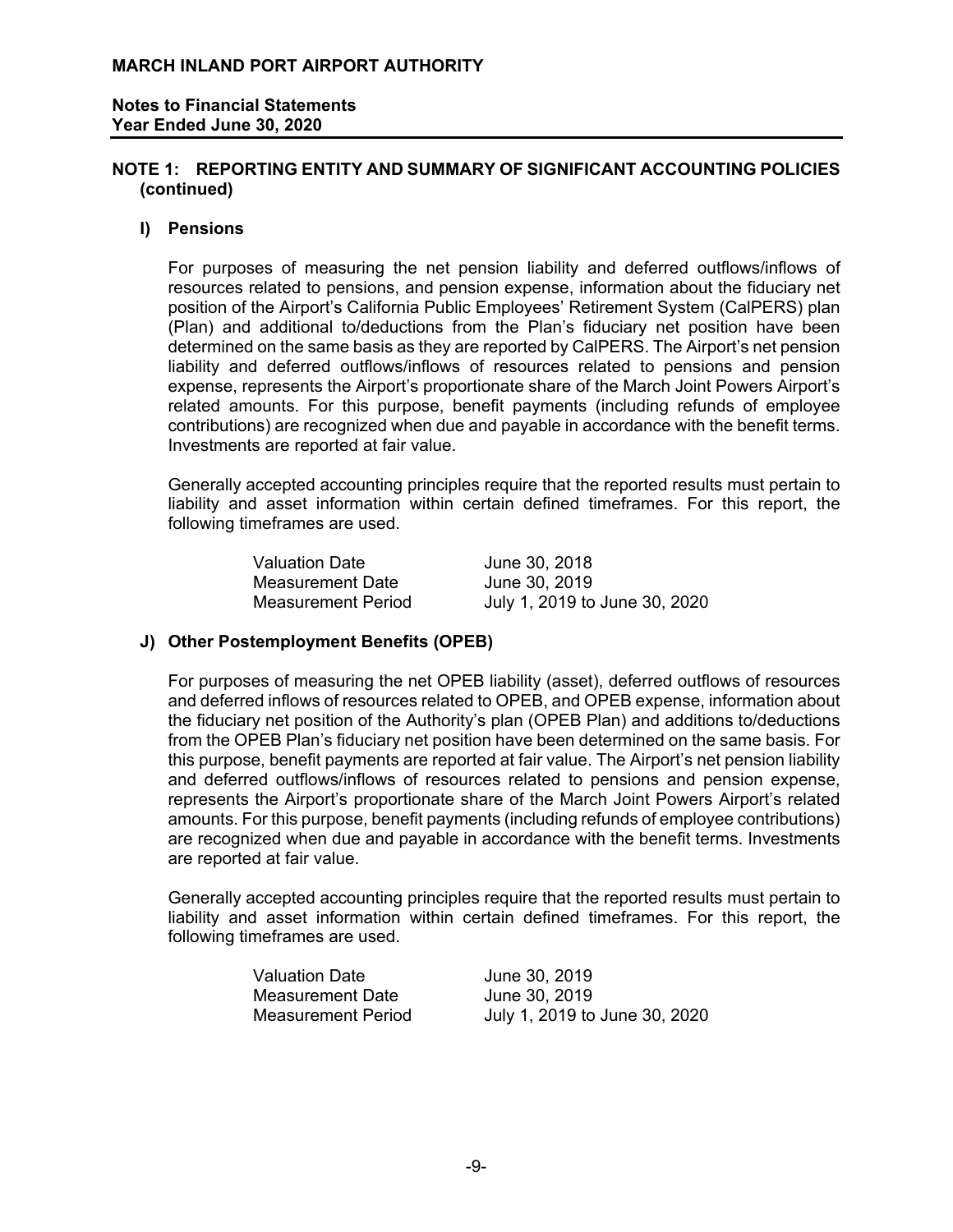**NOTE 1: REPORTING ENTITY AND SUMMARY OF SIGNIFICANT ACCOUNTING POLICIES (continued)**

**I) Pensions**

For purposes of measuring the net pension liability and deferred outflows/inflows of resources related to pensions, and pension expense, information about the fiduciary net position of the Airport's California Public Employees' Retirement System (CalPERS) plan (Plan) and additional to/deductions from the Plan's fiduciary net position have been determined on the same basis as they are reported by CalPERS. The Airport's net pension liability and deferred outflows/inflows of resources related to pensions and pension expense, represents the Airport's proportionate share of the March Joint Powers Airport's related amounts. For this purpose, benefit payments (including refunds of employee contributions) are recognized when due and payable in accordance with the benefit terms. Investments are reported at fair value.

Generally accepted accounting principles require that the reported results must pertain to liability and asset information within certain defined timeframes. For this report, the following timeframes are used.

| | |
|---|---|
| Valuation Date | June 30, 2018 |
| Measurement Date | June 30, 2019 |
| Measurement Period | July 1, 2019 to June 30, 2020 |

**J) Other Postemployment Benefits (OPEB)**

For purposes of measuring the net OPEB liability (asset), deferred outflows of resources and deferred inflows of resources related to OPEB, and OPEB expense, information about the fiduciary net position of the Authority's plan (OPEB Plan) and additions to/deductions from the OPEB Plan's fiduciary net position have been determined on the same basis. For this purpose, benefit payments are reported at fair value. The Airport's net pension liability and deferred outflows/inflows of resources related to pensions and pension expense, represents the Airport's proportionate share of the March Joint Powers Airport's related amounts. For this purpose, benefit payments (including refunds of employee contributions) are recognized when due and payable in accordance with the benefit terms. Investments are reported at fair value.

Generally accepted accounting principles require that the reported results must pertain to liability and asset information within certain defined timeframes. For this report, the following timeframes are used.

| | |
|---|---|
| Valuation Date | June 30, 2019 |
| Measurement Date | June 30, 2019 |
| Measurement Period | July 1, 2019 to June 30, 2020 |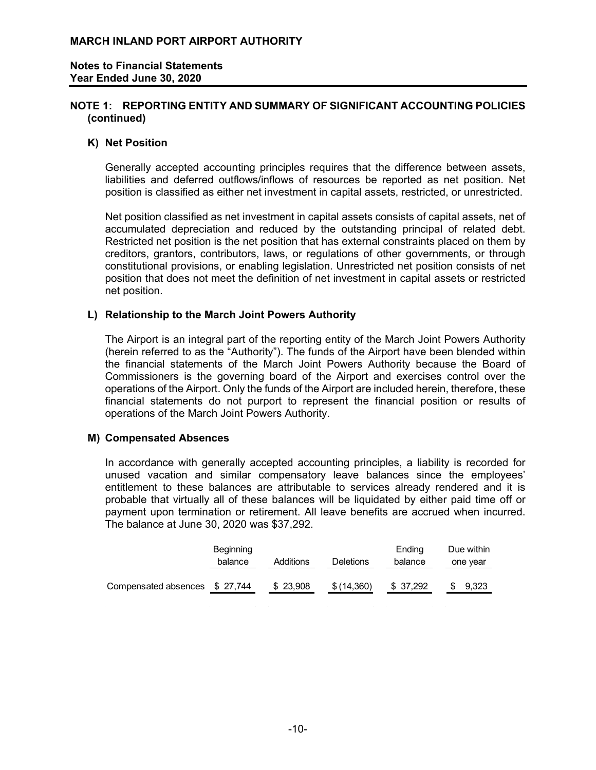# MARCH INLAND PORT AIRPORT AUTHORITY

**Notes to Financial Statements**
**Year Ended June 30, 2020**

## NOTE 1: REPORTING ENTITY AND SUMMARY OF SIGNIFICANT ACCOUNTING POLICIES (continued)

### K) Net Position

Generally accepted accounting principles requires that the difference between assets, liabilities and deferred outflows/inflows of resources be reported as net position. Net position is classified as either net investment in capital assets, restricted, or unrestricted.

Net position classified as net investment in capital assets consists of capital assets, net of accumulated depreciation and reduced by the outstanding principal of related debt. Restricted net position is the net position that has external constraints placed on them by creditors, grantors, contributors, laws, or regulations of other governments, or through constitutional provisions, or enabling legislation. Unrestricted net position consists of net position that does not meet the definition of net investment in capital assets or restricted net position.

### L) Relationship to the March Joint Powers Authority

The Airport is an integral part of the reporting entity of the March Joint Powers Authority (herein referred to as the "Authority"). The funds of the Airport have been blended within the financial statements of the March Joint Powers Authority because the Board of Commissioners is the governing board of the Airport and exercises control over the operations of the Airport. Only the funds of the Airport are included herein, therefore, these financial statements do not purport to represent the financial position or results of operations of the March Joint Powers Authority.

### M) Compensated Absences

In accordance with generally accepted accounting principles, a liability is recorded for unused vacation and similar compensatory leave balances since the employees' entitlement to these balances are attributable to services already rendered and it is probable that virtually all of these balances will be liquidated by either paid time off or payment upon termination or retirement. All leave benefits are accrued when incurred. The balance at June 30, 2020 was $37,292.

| | Beginning balance | Additions | Deletions | Ending balance | Due within one year |
|---|---|---|---|---|---|
| Compensated absences | $ 27,744 | $ 23,908 | $ (14,360) | $ 37,292 | $ 9,323 |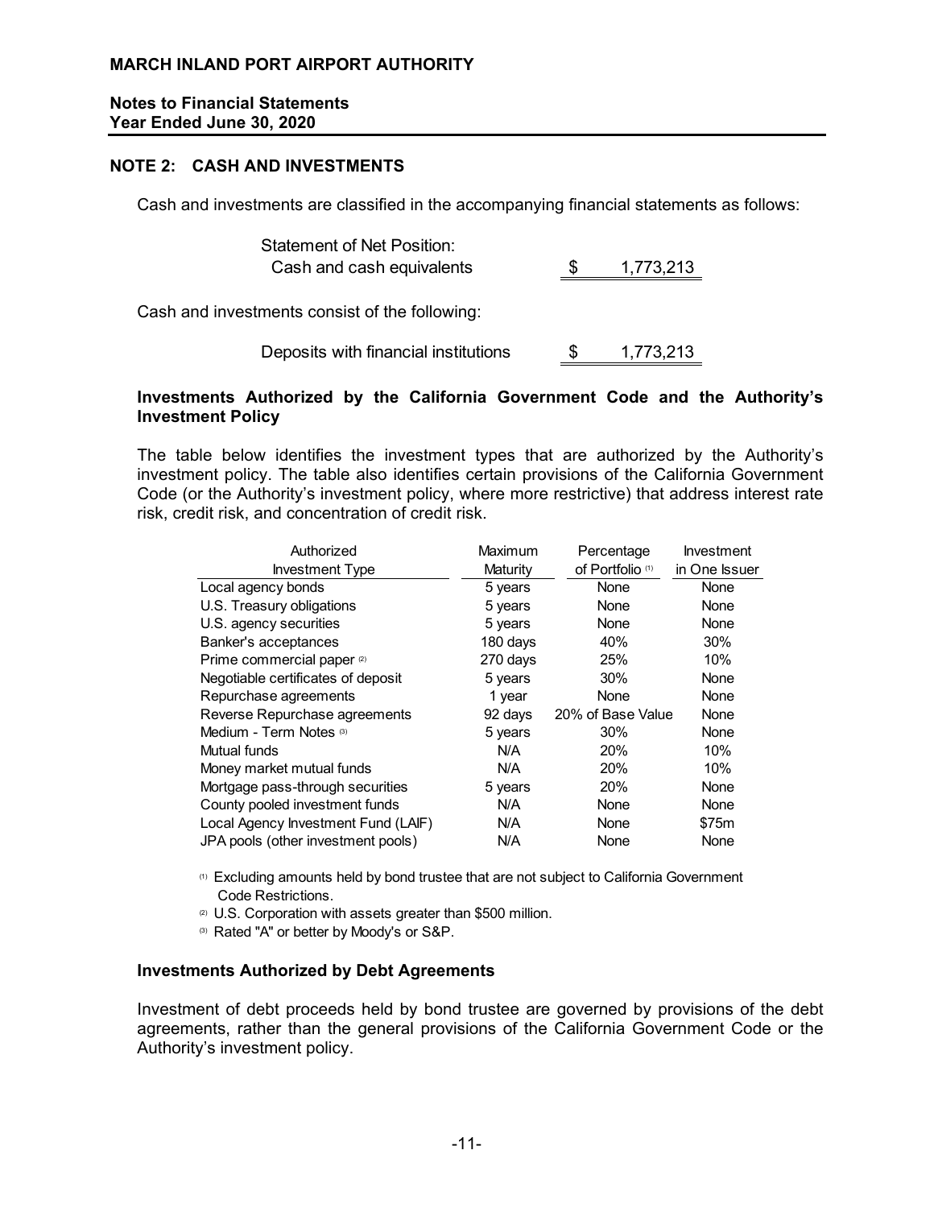# MARCH INLAND PORT AIRPORT AUTHORITY

**Notes to Financial Statements**
**Year Ended June 30, 2020**

## NOTE 2: CASH AND INVESTMENTS

Cash and investments are classified in the accompanying financial statements as follows:

| | | |
|---|---|---|
| Statement of Net Position: | | |
| Cash and cash equivalents | $ | 1,773,213 |

Cash and investments consist of the following:

| | | |
|---|---|---|
| Deposits with financial institutions | $ | 1,773,213 |

### Investments Authorized by the California Government Code and the Authority's Investment Policy

The table below identifies the investment types that are authorized by the Authority's investment policy. The table also identifies certain provisions of the California Government Code (or the Authority's investment policy, where more restrictive) that address interest rate risk, credit risk, and concentration of credit risk.

| Authorized Investment Type | Maximum Maturity | Percentage of Portfolio [1] | Investment in One Issuer |
|---|---|---|---|
| Local agency bonds | 5 years | None | None |
| U.S. Treasury obligations | 5 years | None | None |
| U.S. agency securities | 5 years | None | None |
| Banker's acceptances | 180 days | 40% | 30% |
| Prime commercial paper [2] | 270 days | 25% | 10% |
| Negotiable certificates of deposit | 5 years | 30% | None |
| Repurchase agreements | 1 year | None | None |
| Reverse Repurchase agreements | 92 days | 20% of Base Value | None |
| Medium - Term Notes [3] | 5 years | 30% | None |
| Mutual funds | N/A | 20% | 10% |
| Money market mutual funds | N/A | 20% | 10% |
| Mortgage pass-through securities | 5 years | 20% | None |
| County pooled investment funds | N/A | None | None |
| Local Agency Investment Fund (LAIF) | N/A | None | $75m |
| JPA pools (other investment pools) | N/A | None | None |

[1] Excluding amounts held by bond trustee that are not subject to California Government Code Restrictions.

[2] U.S. Corporation with assets greater than $500 million.

[3] Rated "A" or better by Moody's or S&P.

### Investments Authorized by Debt Agreements

Investment of debt proceeds held by bond trustee are governed by provisions of the debt agreements, rather than the general provisions of the California Government Code or the Authority's investment policy.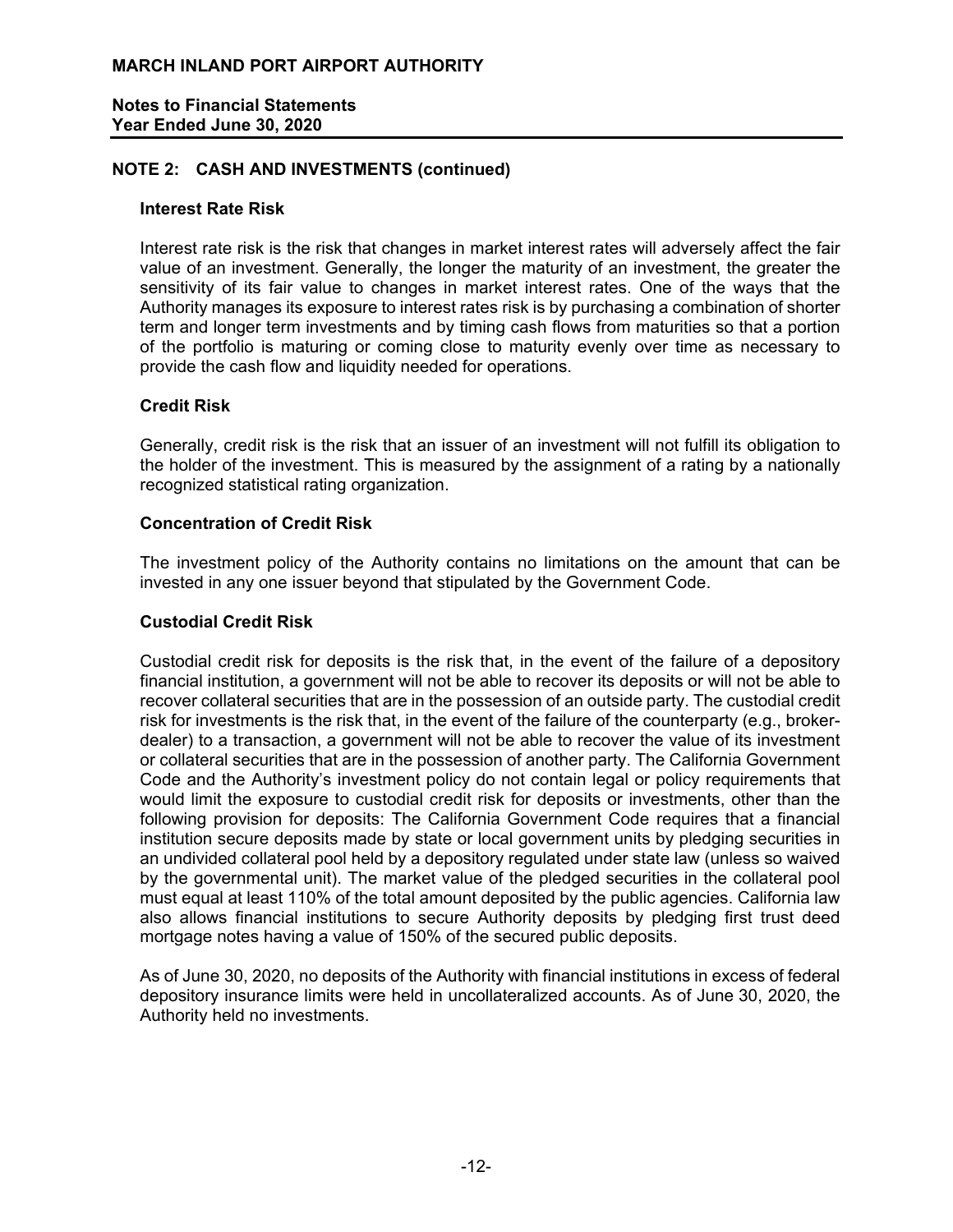## NOTE 2: CASH AND INVESTMENTS (continued)

### Interest Rate Risk

Interest rate risk is the risk that changes in market interest rates will adversely affect the fair value of an investment. Generally, the longer the maturity of an investment, the greater the sensitivity of its fair value to changes in market interest rates. One of the ways that the Authority manages its exposure to interest rates risk is by purchasing a combination of shorter term and longer term investments and by timing cash flows from maturities so that a portion of the portfolio is maturing or coming close to maturity evenly over time as necessary to provide the cash flow and liquidity needed for operations.

### Credit Risk

Generally, credit risk is the risk that an issuer of an investment will not fulfill its obligation to the holder of the investment. This is measured by the assignment of a rating by a nationally recognized statistical rating organization.

### Concentration of Credit Risk

The investment policy of the Authority contains no limitations on the amount that can be invested in any one issuer beyond that stipulated by the Government Code.

### Custodial Credit Risk

Custodial credit risk for deposits is the risk that, in the event of the failure of a depository financial institution, a government will not be able to recover its deposits or will not be able to recover collateral securities that are in the possession of an outside party. The custodial credit risk for investments is the risk that, in the event of the failure of the counterparty (e.g., broker-dealer) to a transaction, a government will not be able to recover the value of its investment or collateral securities that are in the possession of another party. The California Government Code and the Authority's investment policy do not contain legal or policy requirements that would limit the exposure to custodial credit risk for deposits or investments, other than the following provision for deposits: The California Government Code requires that a financial institution secure deposits made by state or local government units by pledging securities in an undivided collateral pool held by a depository regulated under state law (unless so waived by the governmental unit). The market value of the pledged securities in the collateral pool must equal at least 110% of the total amount deposited by the public agencies. California law also allows financial institutions to secure Authority deposits by pledging first trust deed mortgage notes having a value of 150% of the secured public deposits.

As of June 30, 2020, no deposits of the Authority with financial institutions in excess of federal depository insurance limits were held in uncollateralized accounts. As of June 30, 2020, the Authority held no investments.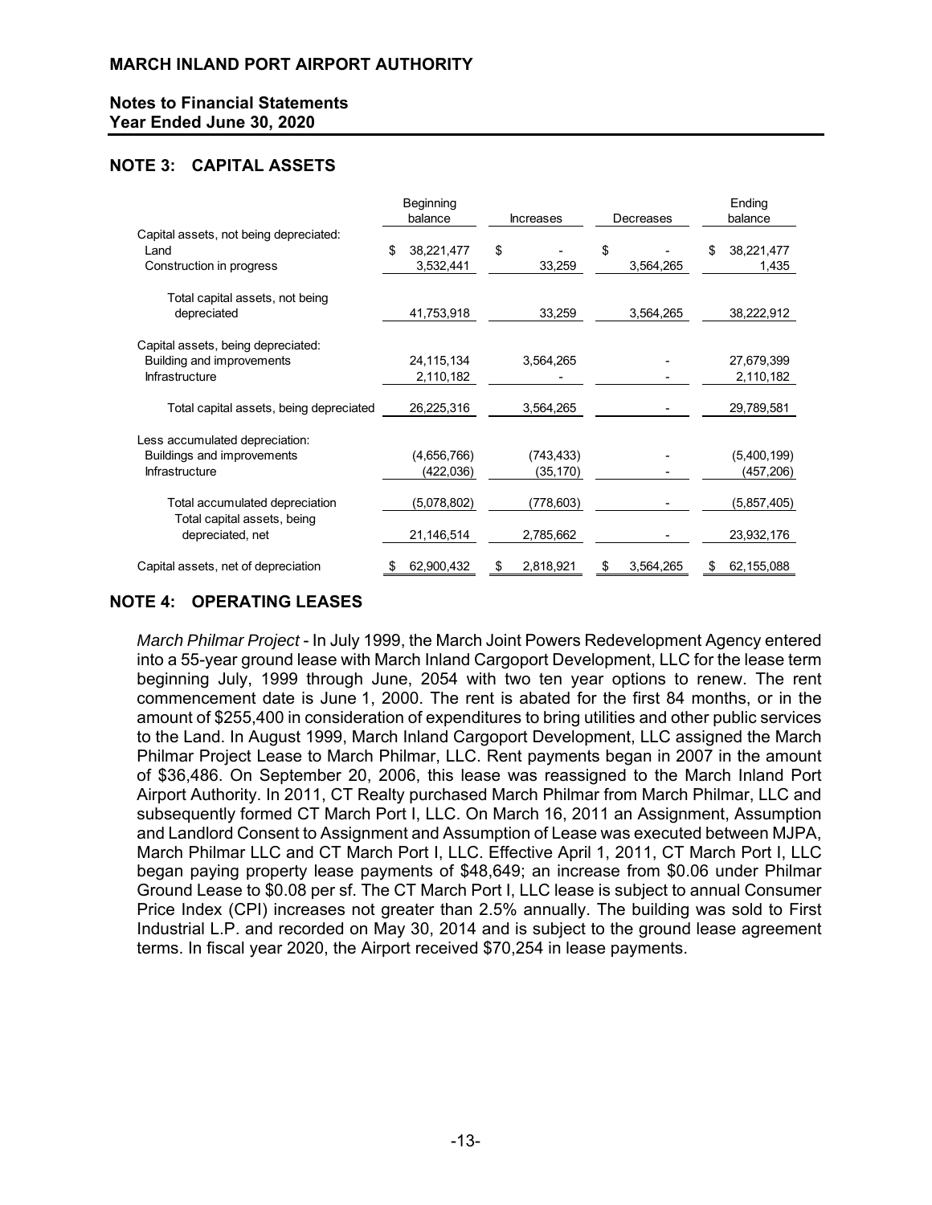# MARCH INLAND PORT AIRPORT AUTHORITY

## Notes to Financial Statements
## Year Ended June 30, 2020

## NOTE 3: CAPITAL ASSETS

| | Beginning balance | Increases | Decreases | Ending balance |
|---|---|---|---|---|
| Capital assets, not being depreciated: | | | | |
| Land | $ 38,221,477 | $ - | $ - | $ 38,221,477 |
| Construction in progress | 3,532,441 | 33,259 | 3,564,265 | 1,435 |
| Total capital assets, not being depreciated | 41,753,918 | 33,259 | 3,564,265 | 38,222,912 |
| Capital assets, being depreciated: | | | | |
| Building and improvements | 24,115,134 | 3,564,265 | - | 27,679,399 |
| Infrastructure | 2,110,182 | - | - | 2,110,182 |
| Total capital assets, being depreciated | 26,225,316 | 3,564,265 | - | 29,789,581 |
| Less accumulated depreciation: | | | | |
| Buildings and improvements | (4,656,766) | (743,433) | - | (5,400,199) |
| Infrastructure | (422,036) | (35,170) | - | (457,206) |
| Total accumulated depreciation | (5,078,802) | (778,603) | - | (5,857,405) |
| Total capital assets, being depreciated, net | 21,146,514 | 2,785,662 | - | 23,932,176 |
| Capital assets, net of depreciation | $ 62,900,432 | $ 2,818,921 | $ 3,564,265 | $ 62,155,088 |

## NOTE 4: OPERATING LEASES

*March Philmar Project* - In July 1999, the March Joint Powers Redevelopment Agency entered into a 55-year ground lease with March Inland Cargoport Development, LLC for the lease term beginning July, 1999 through June, 2054 with two ten year options to renew. The rent commencement date is June 1, 2000. The rent is abated for the first 84 months, or in the amount of $255,400 in consideration of expenditures to bring utilities and other public services to the Land. In August 1999, March Inland Cargoport Development, LLC assigned the March Philmar Project Lease to March Philmar, LLC. Rent payments began in 2007 in the amount of $36,486. On September 20, 2006, this lease was reassigned to the March Inland Port Airport Authority. In 2011, CT Realty purchased March Philmar from March Philmar, LLC and subsequently formed CT March Port I, LLC. On March 16, 2011 an Assignment, Assumption and Landlord Consent to Assignment and Assumption of Lease was executed between MJPA, March Philmar LLC and CT March Port I, LLC. Effective April 1, 2011, CT March Port I, LLC began paying property lease payments of $48,649; an increase from $0.06 under Philmar Ground Lease to $0.08 per sf. The CT March Port I, LLC lease is subject to annual Consumer Price Index (CPI) increases not greater than 2.5% annually. The building was sold to First Industrial L.P. and recorded on May 30, 2014 and is subject to the ground lease agreement terms. In fiscal year 2020, the Airport received $70,254 in lease payments.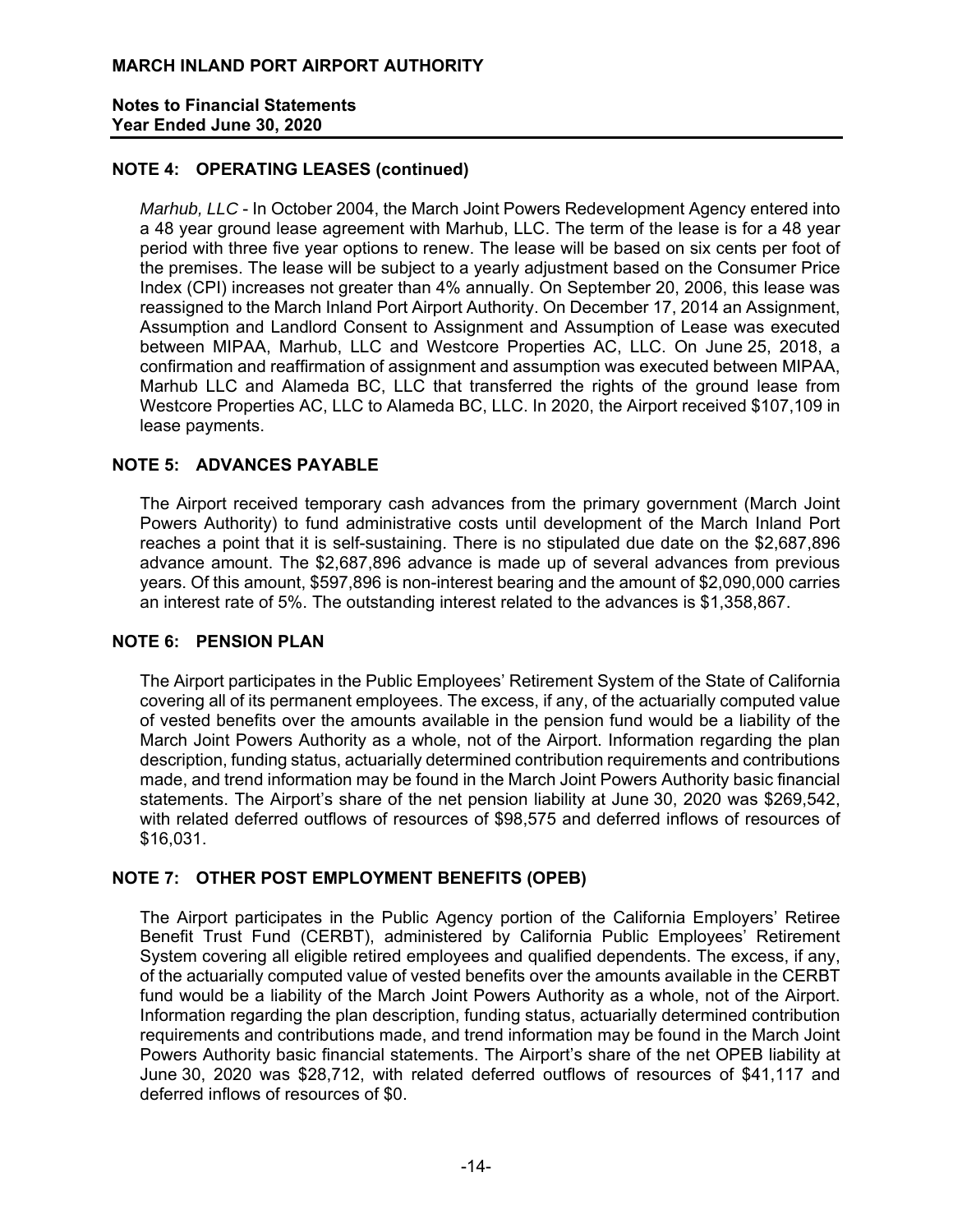## NOTE 4: OPERATING LEASES (continued)

*Marhub, LLC* - In October 2004, the March Joint Powers Redevelopment Agency entered into a 48 year ground lease agreement with Marhub, LLC. The term of the lease is for a 48 year period with three five year options to renew. The lease will be based on six cents per foot of the premises. The lease will be subject to a yearly adjustment based on the Consumer Price Index (CPI) increases not greater than 4% annually. On September 20, 2006, this lease was reassigned to the March Inland Port Airport Authority. On December 17, 2014 an Assignment, Assumption and Landlord Consent to Assignment and Assumption of Lease was executed between MIPAA, Marhub, LLC and Westcore Properties AC, LLC. On June 25, 2018, a confirmation and reaffirmation of assignment and assumption was executed between MIPAA, Marhub LLC and Alameda BC, LLC that transferred the rights of the ground lease from Westcore Properties AC, LLC to Alameda BC, LLC. In 2020, the Airport received $107,109 in lease payments.

## NOTE 5: ADVANCES PAYABLE

The Airport received temporary cash advances from the primary government (March Joint Powers Authority) to fund administrative costs until development of the March Inland Port reaches a point that it is self-sustaining. There is no stipulated due date on the $2,687,896 advance amount. The $2,687,896 advance is made up of several advances from previous years. Of this amount, $597,896 is non-interest bearing and the amount of $2,090,000 carries an interest rate of 5%. The outstanding interest related to the advances is $1,358,867.

## NOTE 6: PENSION PLAN

The Airport participates in the Public Employees' Retirement System of the State of California covering all of its permanent employees. The excess, if any, of the actuarially computed value of vested benefits over the amounts available in the pension fund would be a liability of the March Joint Powers Authority as a whole, not of the Airport. Information regarding the plan description, funding status, actuarially determined contribution requirements and contributions made, and trend information may be found in the March Joint Powers Authority basic financial statements. The Airport's share of the net pension liability at June 30, 2020 was $269,542, with related deferred outflows of resources of $98,575 and deferred inflows of resources of $16,031.

## NOTE 7: OTHER POST EMPLOYMENT BENEFITS (OPEB)

The Airport participates in the Public Agency portion of the California Employers' Retiree Benefit Trust Fund (CERBT), administered by California Public Employees' Retirement System covering all eligible retired employees and qualified dependents. The excess, if any, of the actuarially computed value of vested benefits over the amounts available in the CERBT fund would be a liability of the March Joint Powers Authority as a whole, not of the Airport. Information regarding the plan description, funding status, actuarially determined contribution requirements and contributions made, and trend information may be found in the March Joint Powers Authority basic financial statements. The Airport's share of the net OPEB liability at June 30, 2020 was $28,712, with related deferred outflows of resources of $41,117 and deferred inflows of resources of $0.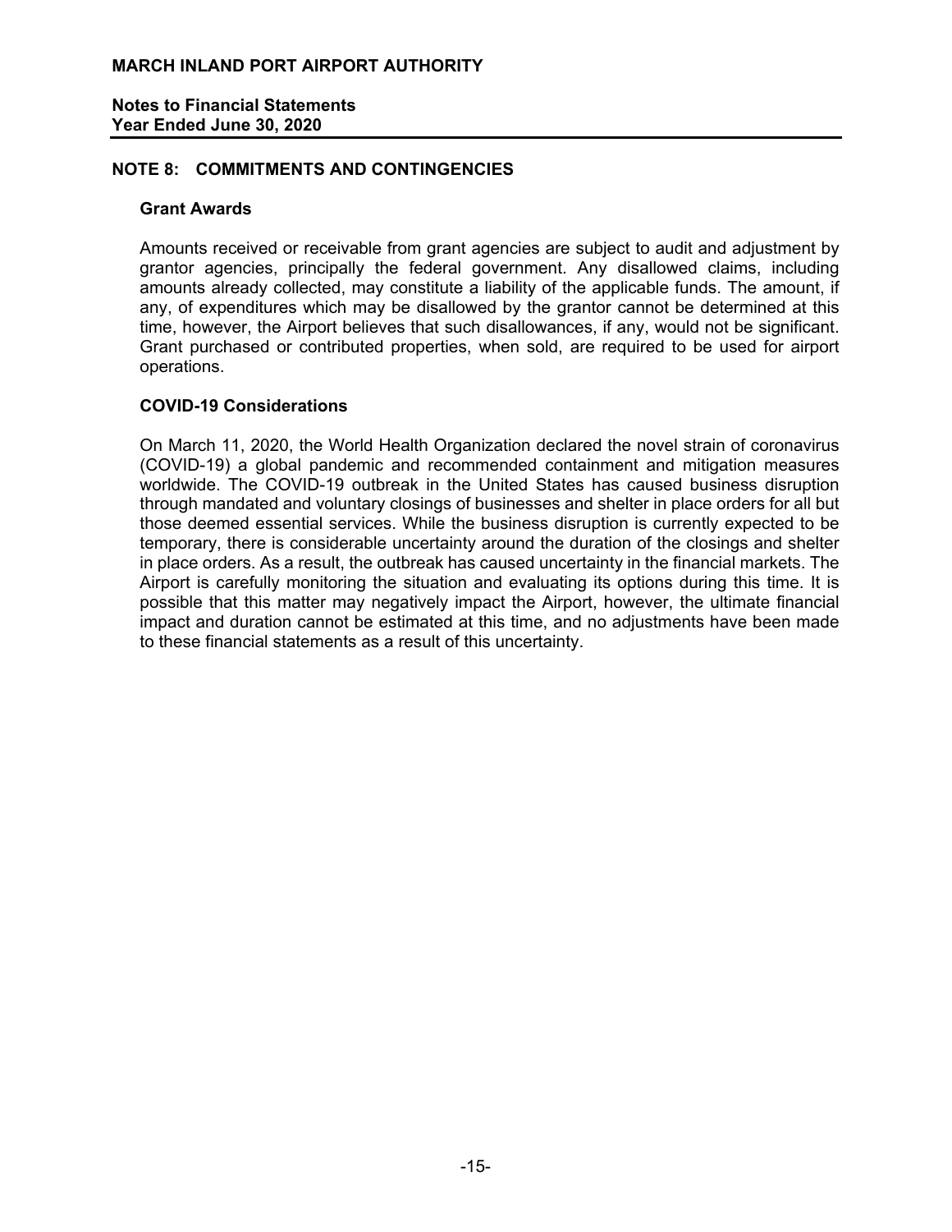## NOTE 8: COMMITMENTS AND CONTINGENCIES

### Grant Awards

Amounts received or receivable from grant agencies are subject to audit and adjustment by grantor agencies, principally the federal government. Any disallowed claims, including amounts already collected, may constitute a liability of the applicable funds. The amount, if any, of expenditures which may be disallowed by the grantor cannot be determined at this time, however, the Airport believes that such disallowances, if any, would not be significant. Grant purchased or contributed properties, when sold, are required to be used for airport operations.

### COVID-19 Considerations

On March 11, 2020, the World Health Organization declared the novel strain of coronavirus (COVID-19) a global pandemic and recommended containment and mitigation measures worldwide. The COVID-19 outbreak in the United States has caused business disruption through mandated and voluntary closings of businesses and shelter in place orders for all but those deemed essential services. While the business disruption is currently expected to be temporary, there is considerable uncertainty around the duration of the closings and shelter in place orders. As a result, the outbreak has caused uncertainty in the financial markets. The Airport is carefully monitoring the situation and evaluating its options during this time. It is possible that this matter may negatively impact the Airport, however, the ultimate financial impact and duration cannot be estimated at this time, and no adjustments have been made to these financial statements as a result of this uncertainty.